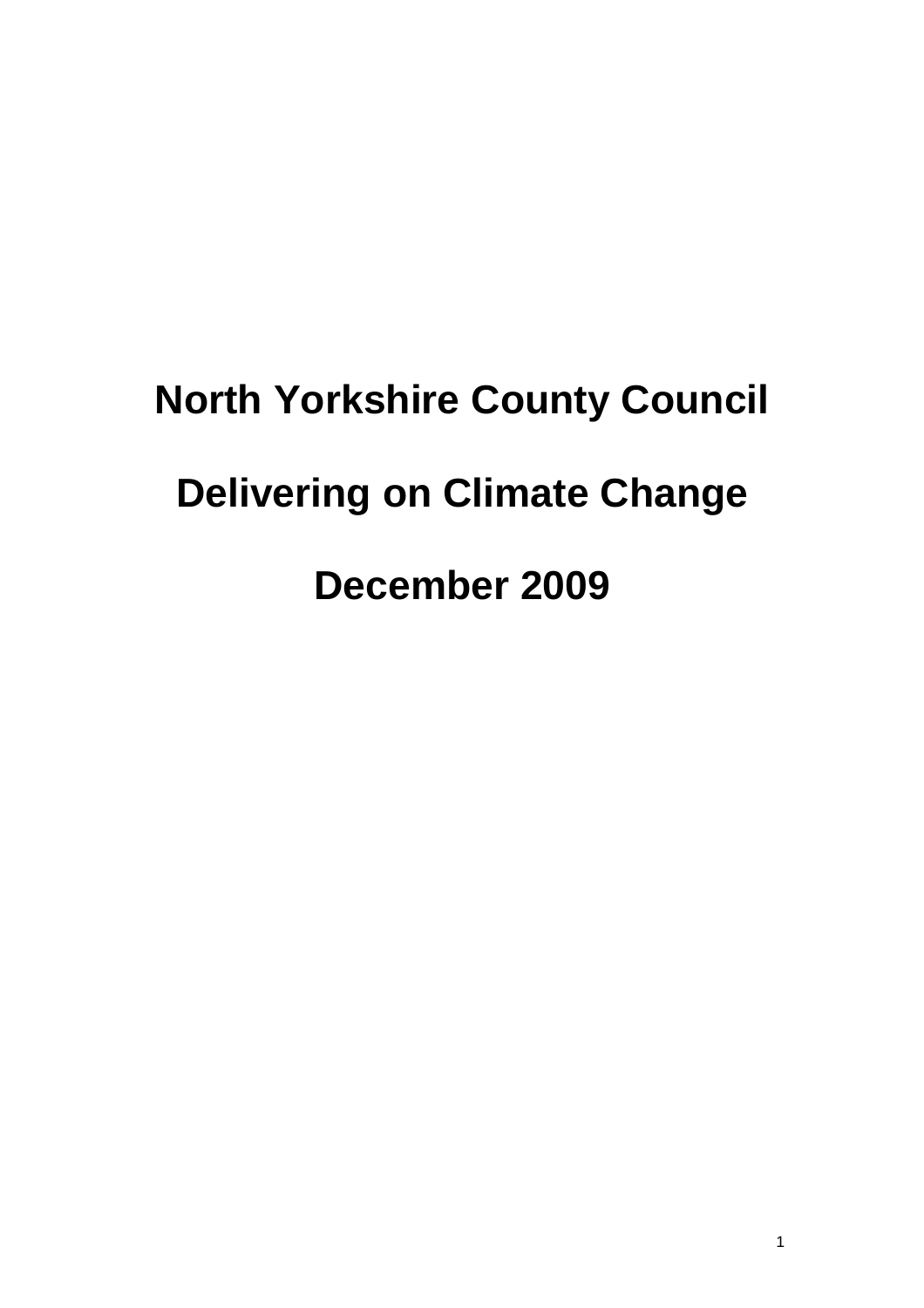# North Yorkshire County Council

# Delivering on Climate Change

# December 2009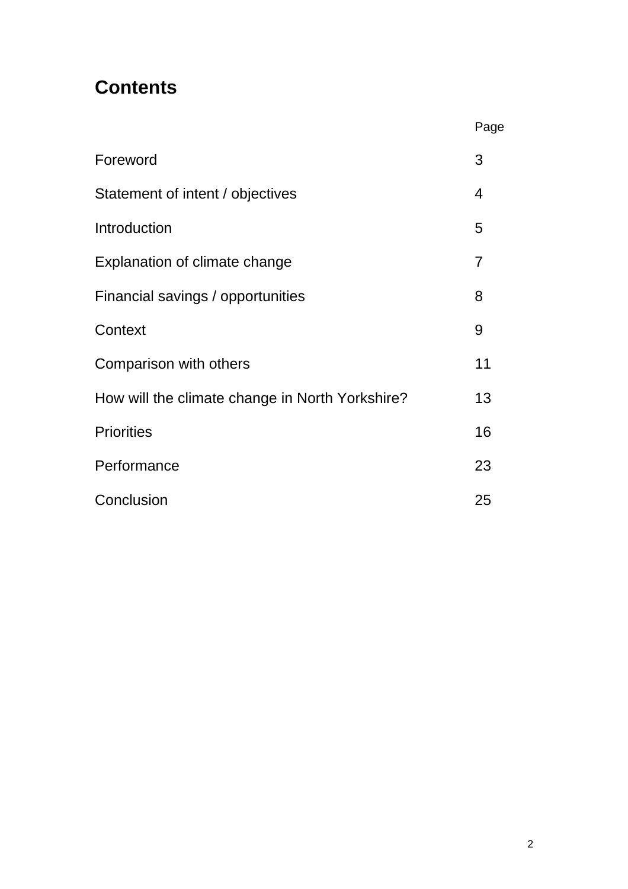## Contents

| | Page |
|---|---|
| Foreword | 3 |
| Statement of intent / objectives | 4 |
| Introduction | 5 |
| Explanation of climate change | 7 |
| Financial savings / opportunities | 8 |
| Context | 9 |
| Comparison with others | 11 |
| How will the climate change in North Yorkshire? | 13 |
| Priorities | 16 |
| Performance | 23 |
| Conclusion | 25 |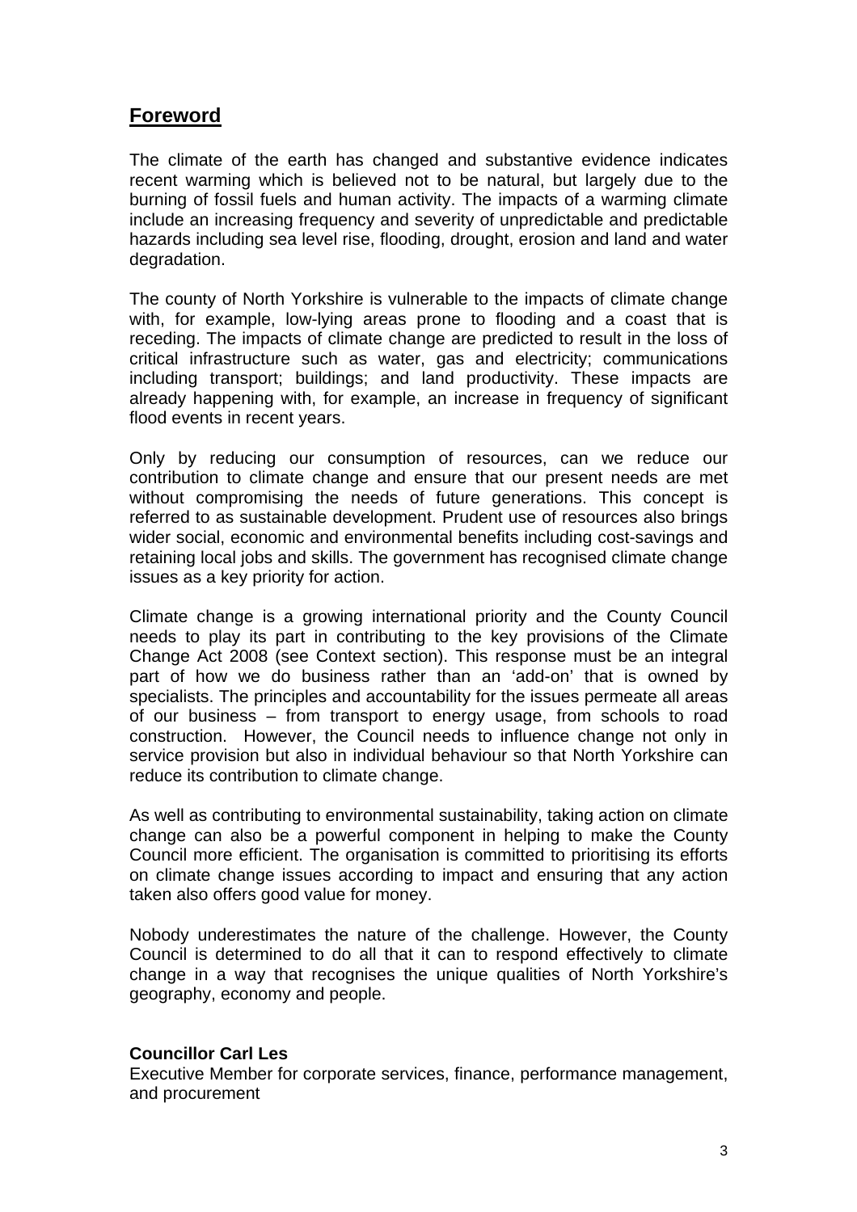## Foreword

The climate of the earth has changed and substantive evidence indicates recent warming which is believed not to be natural, but largely due to the burning of fossil fuels and human activity. The impacts of a warming climate include an increasing frequency and severity of unpredictable and predictable hazards including sea level rise, flooding, drought, erosion and land and water degradation.

The county of North Yorkshire is vulnerable to the impacts of climate change with, for example, low-lying areas prone to flooding and a coast that is receding. The impacts of climate change are predicted to result in the loss of critical infrastructure such as water, gas and electricity; communications including transport; buildings; and land productivity. These impacts are already happening with, for example, an increase in frequency of significant flood events in recent years.

Only by reducing our consumption of resources, can we reduce our contribution to climate change and ensure that our present needs are met without compromising the needs of future generations. This concept is referred to as sustainable development. Prudent use of resources also brings wider social, economic and environmental benefits including cost-savings and retaining local jobs and skills. The government has recognised climate change issues as a key priority for action.

Climate change is a growing international priority and the County Council needs to play its part in contributing to the key provisions of the Climate Change Act 2008 (see Context section). This response must be an integral part of how we do business rather than an 'add-on' that is owned by specialists. The principles and accountability for the issues permeate all areas of our business – from transport to energy usage, from schools to road construction. However, the Council needs to influence change not only in service provision but also in individual behaviour so that North Yorkshire can reduce its contribution to climate change.

As well as contributing to environmental sustainability, taking action on climate change can also be a powerful component in helping to make the County Council more efficient. The organisation is committed to prioritising its efforts on climate change issues according to impact and ensuring that any action taken also offers good value for money.

Nobody underestimates the nature of the challenge. However, the County Council is determined to do all that it can to respond effectively to climate change in a way that recognises the unique qualities of North Yorkshire's geography, economy and people.

**Councillor Carl Les**
Executive Member for corporate services, finance, performance management, and procurement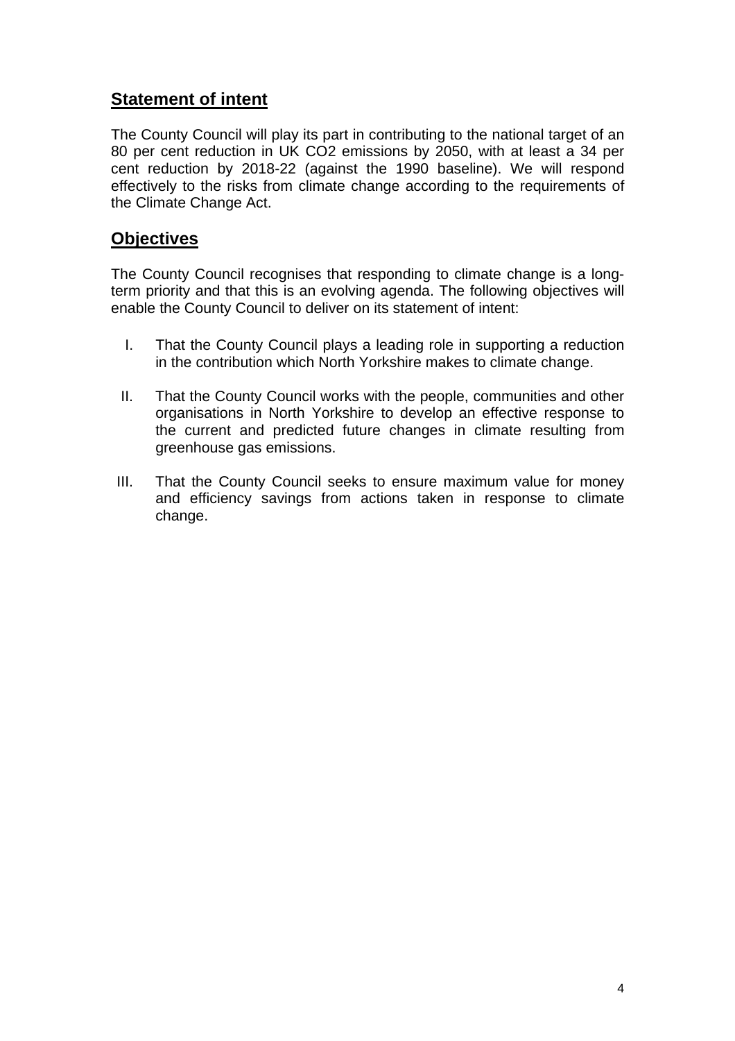## Statement of intent

The County Council will play its part in contributing to the national target of an 80 per cent reduction in UK $CO_2$ emissions by 2050, with at least a 34 per cent reduction by 2018-22 (against the 1990 baseline). We will respond effectively to the risks from climate change according to the requirements of the Climate Change Act.

## Objectives

The County Council recognises that responding to climate change is a long-term priority and that this is an evolving agenda. The following objectives will enable the County Council to deliver on its statement of intent:

I. That the County Council plays a leading role in supporting a reduction in the contribution which North Yorkshire makes to climate change.

II. That the County Council works with the people, communities and other organisations in North Yorkshire to develop an effective response to the current and predicted future changes in climate resulting from greenhouse gas emissions.

III. That the County Council seeks to ensure maximum value for money and efficiency savings from actions taken in response to climate change.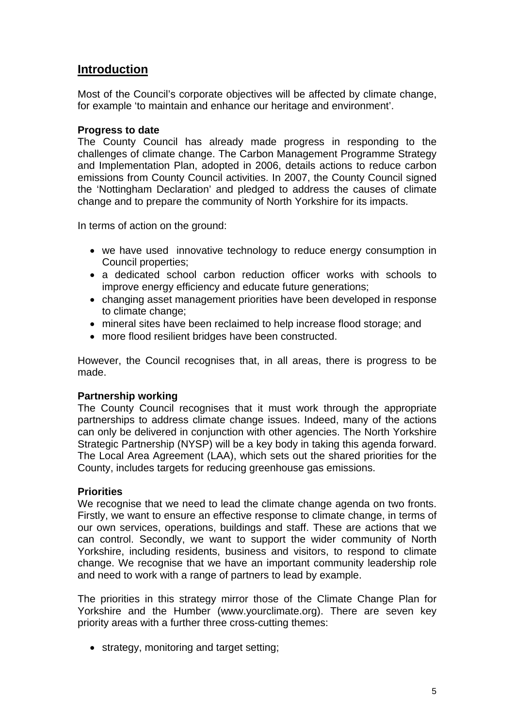## Introduction

Most of the Council's corporate objectives will be affected by climate change, for example 'to maintain and enhance our heritage and environment'.

**Progress to date**

The County Council has already made progress in responding to the challenges of climate change. The Carbon Management Programme Strategy and Implementation Plan, adopted in 2006, details actions to reduce carbon emissions from County Council activities. In 2007, the County Council signed the 'Nottingham Declaration' and pledged to address the causes of climate change and to prepare the community of North Yorkshire for its impacts.

In terms of action on the ground:

- we have used innovative technology to reduce energy consumption in Council properties;
- a dedicated school carbon reduction officer works with schools to improve energy efficiency and educate future generations;
- changing asset management priorities have been developed in response to climate change;
- mineral sites have been reclaimed to help increase flood storage; and
- more flood resilient bridges have been constructed.

However, the Council recognises that, in all areas, there is progress to be made.

**Partnership working**

The County Council recognises that it must work through the appropriate partnerships to address climate change issues. Indeed, many of the actions can only be delivered in conjunction with other agencies. The North Yorkshire Strategic Partnership (NYSP) will be a key body in taking this agenda forward. The Local Area Agreement (LAA), which sets out the shared priorities for the County, includes targets for reducing greenhouse gas emissions.

**Priorities**

We recognise that we need to lead the climate change agenda on two fronts. Firstly, we want to ensure an effective response to climate change, in terms of our own services, operations, buildings and staff. These are actions that we can control. Secondly, we want to support the wider community of North Yorkshire, including residents, business and visitors, to respond to climate change. We recognise that we have an important community leadership role and need to work with a range of partners to lead by example.

The priorities in this strategy mirror those of the Climate Change Plan for Yorkshire and the Humber (www.yourclimate.org). There are seven key priority areas with a further three cross-cutting themes:

- strategy, monitoring and target setting;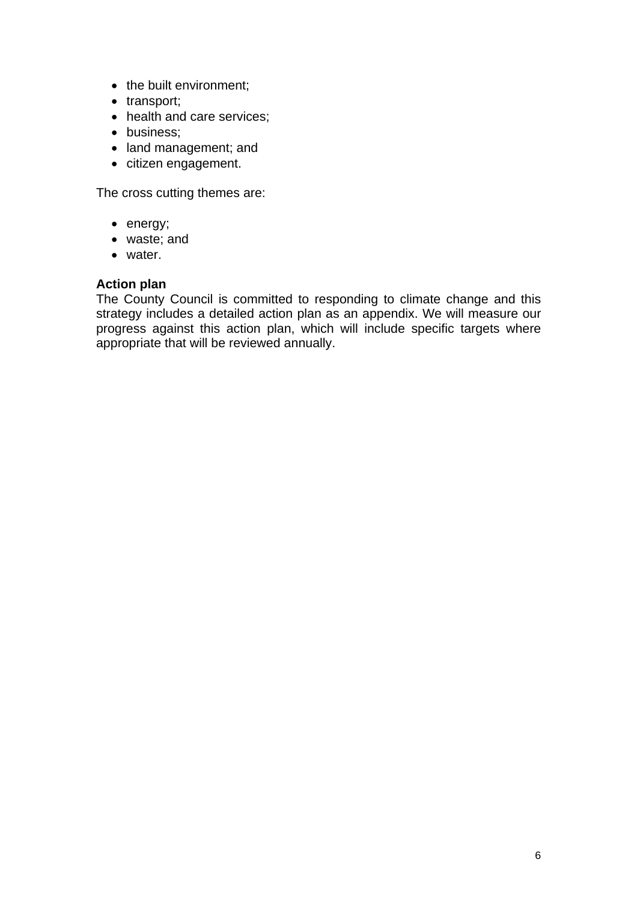- the built environment;
- transport;
- health and care services;
- business;
- land management; and
- citizen engagement.

The cross cutting themes are:

- energy;
- waste; and
- water.

**Action plan**
The County Council is committed to responding to climate change and this strategy includes a detailed action plan as an appendix. We will measure our progress against this action plan, which will include specific targets where appropriate that will be reviewed annually.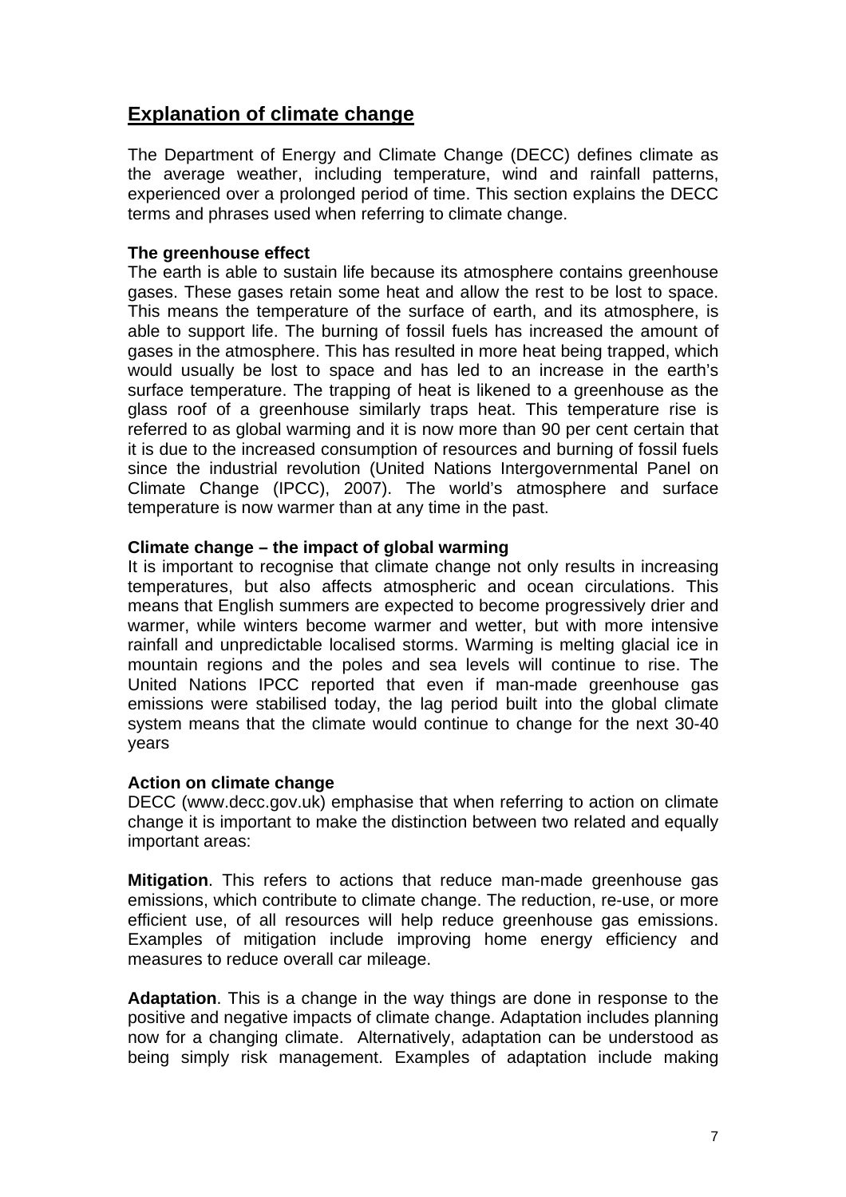## Explanation of climate change

The Department of Energy and Climate Change (DECC) defines climate as the average weather, including temperature, wind and rainfall patterns, experienced over a prolonged period of time. This section explains the DECC terms and phrases used when referring to climate change.

**The greenhouse effect**

The earth is able to sustain life because its atmosphere contains greenhouse gases. These gases retain some heat and allow the rest to be lost to space. This means the temperature of the surface of earth, and its atmosphere, is able to support life. The burning of fossil fuels has increased the amount of gases in the atmosphere. This has resulted in more heat being trapped, which would usually be lost to space and has led to an increase in the earth's surface temperature. The trapping of heat is likened to a greenhouse as the glass roof of a greenhouse similarly traps heat. This temperature rise is referred to as global warming and it is now more than 90 per cent certain that it is due to the increased consumption of resources and burning of fossil fuels since the industrial revolution (United Nations Intergovernmental Panel on Climate Change (IPCC), 2007). The world's atmosphere and surface temperature is now warmer than at any time in the past.

**Climate change – the impact of global warming**

It is important to recognise that climate change not only results in increasing temperatures, but also affects atmospheric and ocean circulations. This means that English summers are expected to become progressively drier and warmer, while winters become warmer and wetter, but with more intensive rainfall and unpredictable localised storms. Warming is melting glacial ice in mountain regions and the poles and sea levels will continue to rise. The United Nations IPCC reported that even if man-made greenhouse gas emissions were stabilised today, the lag period built into the global climate system means that the climate would continue to change for the next 30-40 years

**Action on climate change**

DECC (www.decc.gov.uk) emphasise that when referring to action on climate change it is important to make the distinction between two related and equally important areas:

**Mitigation**. This refers to actions that reduce man-made greenhouse gas emissions, which contribute to climate change. The reduction, re-use, or more efficient use, of all resources will help reduce greenhouse gas emissions. Examples of mitigation include improving home energy efficiency and measures to reduce overall car mileage.

**Adaptation**. This is a change in the way things are done in response to the positive and negative impacts of climate change. Adaptation includes planning now for a changing climate. Alternatively, adaptation can be understood as being simply risk management. Examples of adaptation include making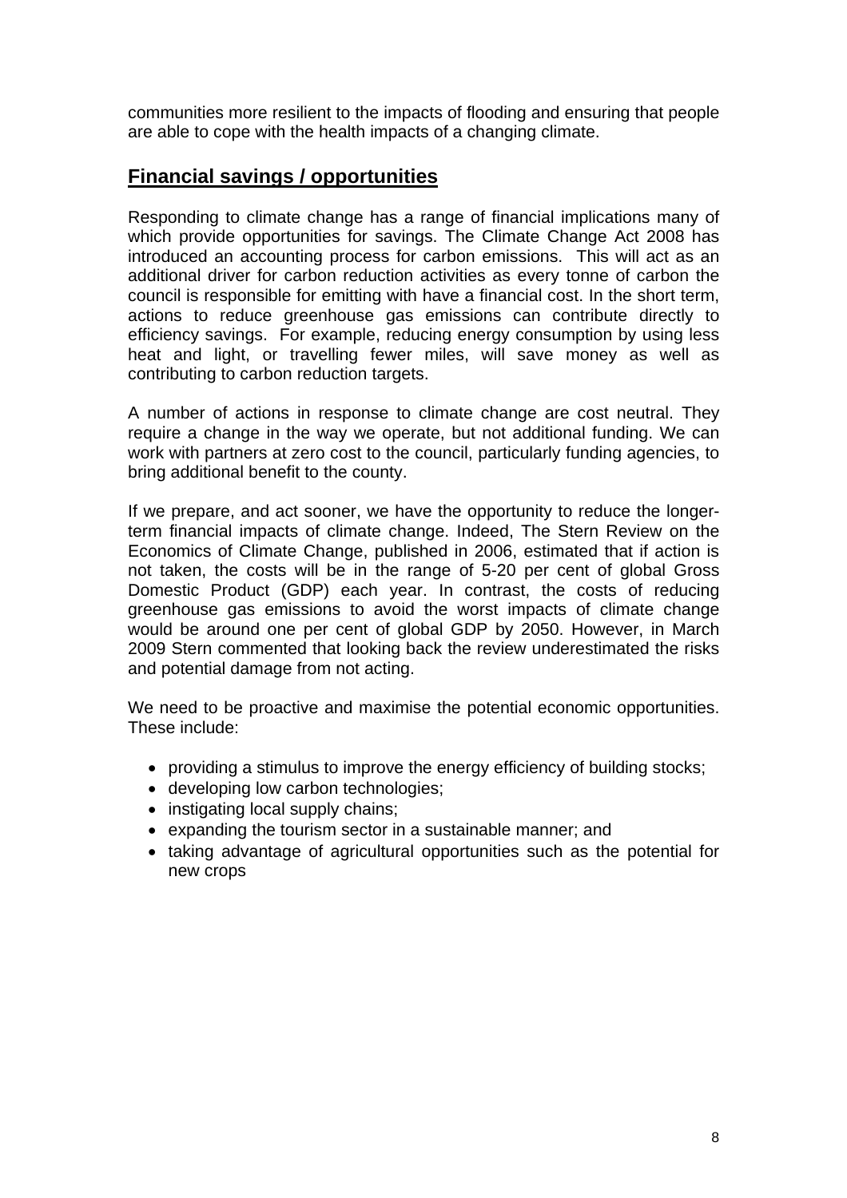communities more resilient to the impacts of flooding and ensuring that people are able to cope with the health impacts of a changing climate.

## **Financial savings / opportunities**

Responding to climate change has a range of financial implications many of which provide opportunities for savings. The Climate Change Act 2008 has introduced an accounting process for carbon emissions. This will act as an additional driver for carbon reduction activities as every tonne of carbon the council is responsible for emitting with have a financial cost. In the short term, actions to reduce greenhouse gas emissions can contribute directly to efficiency savings. For example, reducing energy consumption by using less heat and light, or travelling fewer miles, will save money as well as contributing to carbon reduction targets.

A number of actions in response to climate change are cost neutral. They require a change in the way we operate, but not additional funding. We can work with partners at zero cost to the council, particularly funding agencies, to bring additional benefit to the county.

If we prepare, and act sooner, we have the opportunity to reduce the longer-term financial impacts of climate change. Indeed, The Stern Review on the Economics of Climate Change, published in 2006, estimated that if action is not taken, the costs will be in the range of 5-20 per cent of global Gross Domestic Product (GDP) each year. In contrast, the costs of reducing greenhouse gas emissions to avoid the worst impacts of climate change would be around one per cent of global GDP by 2050. However, in March 2009 Stern commented that looking back the review underestimated the risks and potential damage from not acting.

We need to be proactive and maximise the potential economic opportunities. These include:

- providing a stimulus to improve the energy efficiency of building stocks;
- developing low carbon technologies;
- instigating local supply chains;
- expanding the tourism sector in a sustainable manner; and
- taking advantage of agricultural opportunities such as the potential for new crops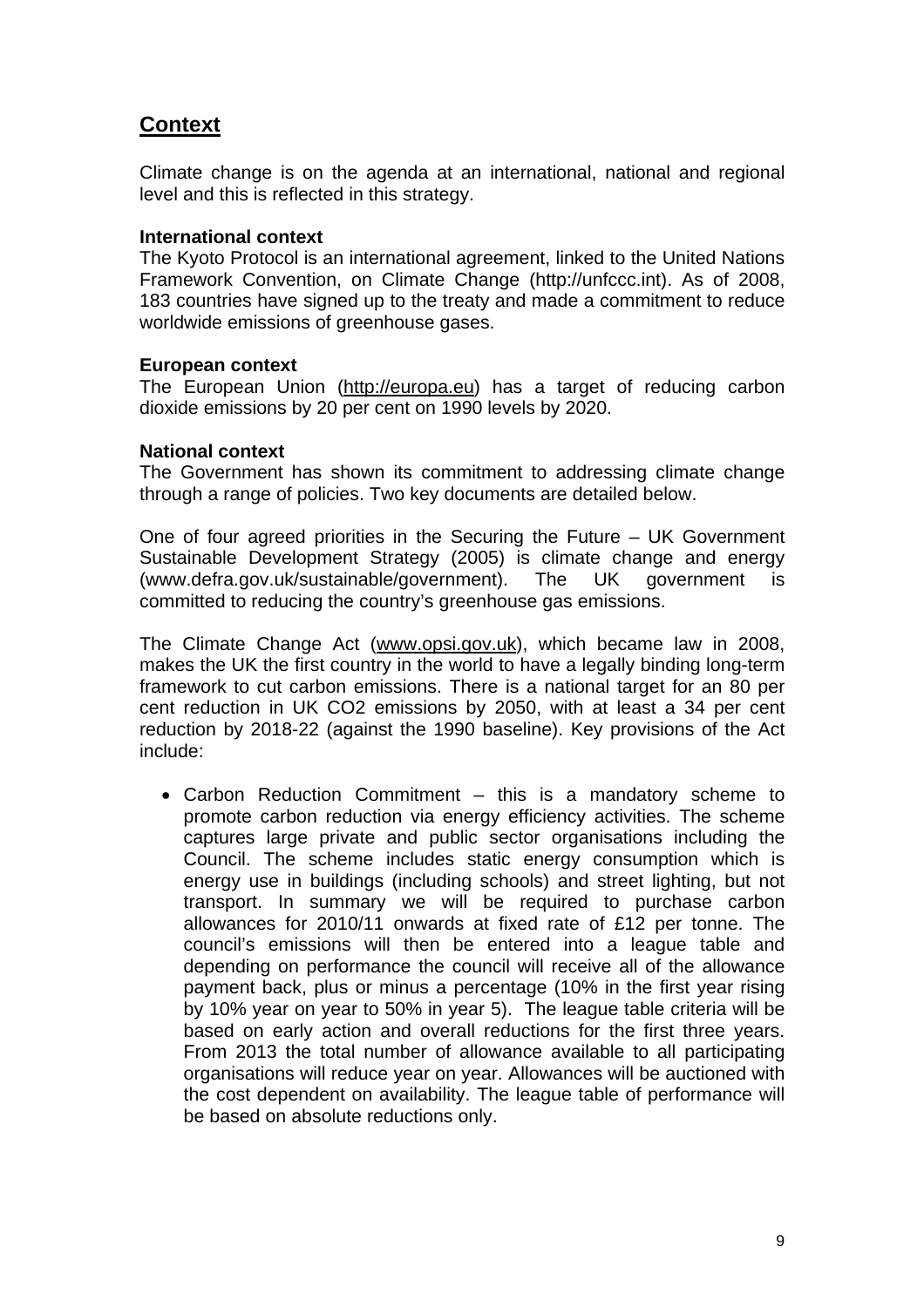## Context

Climate change is on the agenda at an international, national and regional level and this is reflected in this strategy.

**International context**
The Kyoto Protocol is an international agreement, linked to the United Nations Framework Convention, on Climate Change (http://unfccc.int). As of 2008, 183 countries have signed up to the treaty and made a commitment to reduce worldwide emissions of greenhouse gases.

**European context**
The European Union (http://europa.eu) has a target of reducing carbon dioxide emissions by 20 per cent on 1990 levels by 2020.

**National context**
The Government has shown its commitment to addressing climate change through a range of policies. Two key documents are detailed below.

One of four agreed priorities in the Securing the Future – UK Government Sustainable Development Strategy (2005) is climate change and energy (www.defra.gov.uk/sustainable/government). The UK government is committed to reducing the country's greenhouse gas emissions.

The Climate Change Act (www.opsi.gov.uk), which became law in 2008, makes the UK the first country in the world to have a legally binding long-term framework to cut carbon emissions. There is a national target for an 80 per cent reduction in UK CO2 emissions by 2050, with at least a 34 per cent reduction by 2018-22 (against the 1990 baseline). Key provisions of the Act include:

- Carbon Reduction Commitment – this is a mandatory scheme to promote carbon reduction via energy efficiency activities. The scheme captures large private and public sector organisations including the Council. The scheme includes static energy consumption which is energy use in buildings (including schools) and street lighting, but not transport. In summary we will be required to purchase carbon allowances for 2010/11 onwards at fixed rate of £12 per tonne. The council's emissions will then be entered into a league table and depending on performance the council will receive all of the allowance payment back, plus or minus a percentage (10% in the first year rising by 10% year on year to 50% in year 5). The league table criteria will be based on early action and overall reductions for the first three years. From 2013 the total number of allowance available to all participating organisations will reduce year on year. Allowances will be auctioned with the cost dependent on availability. The league table of performance will be based on absolute reductions only.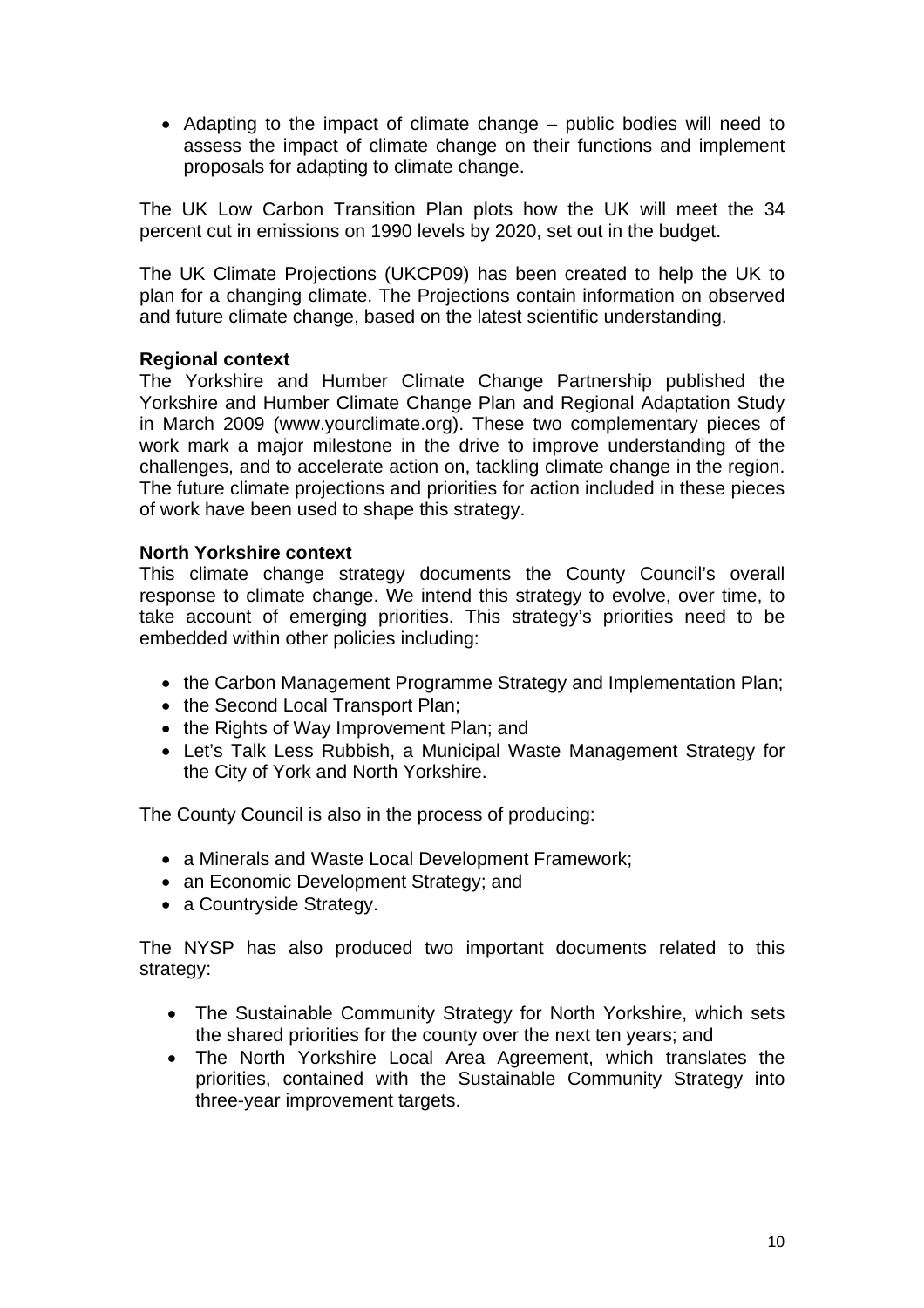- Adapting to the impact of climate change – public bodies will need to assess the impact of climate change on their functions and implement proposals for adapting to climate change.

The UK Low Carbon Transition Plan plots how the UK will meet the 34 percent cut in emissions on 1990 levels by 2020, set out in the budget.

The UK Climate Projections (UKCP09) has been created to help the UK to plan for a changing climate. The Projections contain information on observed and future climate change, based on the latest scientific understanding.

**Regional context**

The Yorkshire and Humber Climate Change Partnership published the Yorkshire and Humber Climate Change Plan and Regional Adaptation Study in March 2009 (www.yourclimate.org). These two complementary pieces of work mark a major milestone in the drive to improve understanding of the challenges, and to accelerate action on, tackling climate change in the region. The future climate projections and priorities for action included in these pieces of work have been used to shape this strategy.

**North Yorkshire context**

This climate change strategy documents the County Council's overall response to climate change. We intend this strategy to evolve, over time, to take account of emerging priorities. This strategy's priorities need to be embedded within other policies including:

- the Carbon Management Programme Strategy and Implementation Plan;
- the Second Local Transport Plan;
- the Rights of Way Improvement Plan; and
- Let's Talk Less Rubbish, a Municipal Waste Management Strategy for the City of York and North Yorkshire.

The County Council is also in the process of producing:

- a Minerals and Waste Local Development Framework;
- an Economic Development Strategy; and
- a Countryside Strategy.

The NYSP has also produced two important documents related to this strategy:

- The Sustainable Community Strategy for North Yorkshire, which sets the shared priorities for the county over the next ten years; and
- The North Yorkshire Local Area Agreement, which translates the priorities, contained with the Sustainable Community Strategy into three-year improvement targets.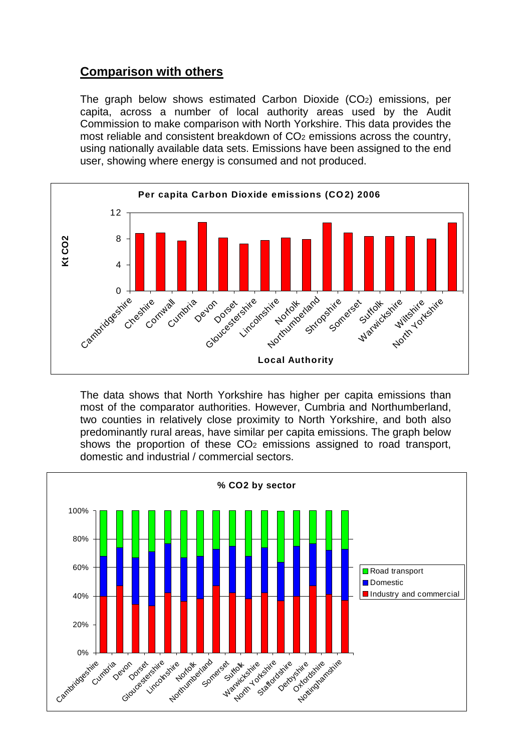## Comparison with others

The graph below shows estimated Carbon Dioxide ($CO_2$) emissions, per capita, across a number of local authority areas used by the Audit Commission to make comparison with North Yorkshire. This data provides the most reliable and consistent breakdown of $CO_2$ emissions across the country, using nationally available data sets. Emissions have been assigned to the end user, showing where energy is consumed and not produced.

The data shows that North Yorkshire has higher per capita emissions than most of the comparator authorities. However, Cumbria and Northumberland, two counties in relatively close proximity to North Yorkshire, and both also predominantly rural areas, have similar per capita emissions. The graph below shows the proportion of these $CO_2$ emissions assigned to road transport, domestic and industrial / commercial sectors.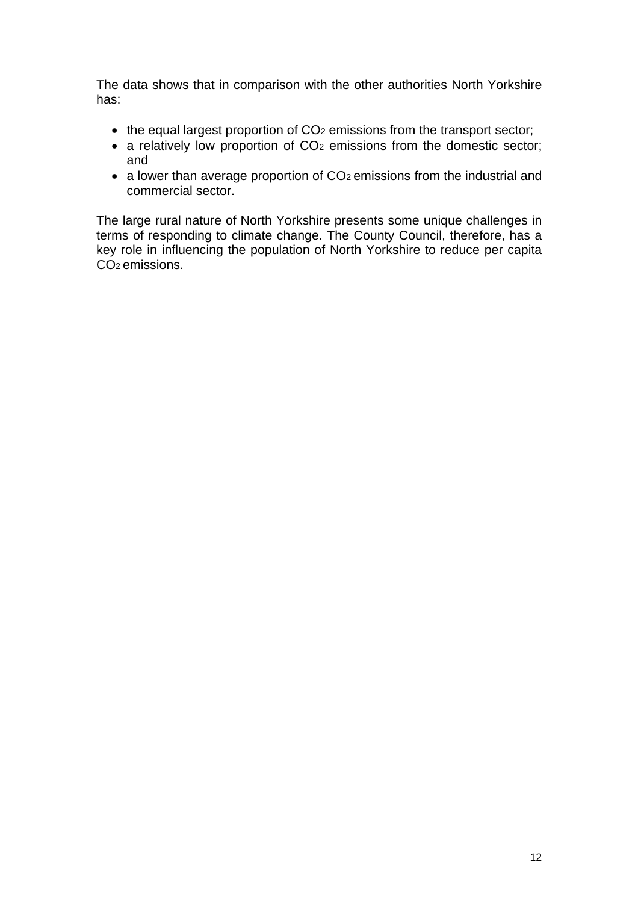The data shows that in comparison with the other authorities North Yorkshire has:

- the equal largest proportion of $CO_2$ emissions from the transport sector;
- a relatively low proportion of $CO_2$ emissions from the domestic sector; and
- a lower than average proportion of $CO_2$ emissions from the industrial and commercial sector.

The large rural nature of North Yorkshire presents some unique challenges in terms of responding to climate change. The County Council, therefore, has a key role in influencing the population of North Yorkshire to reduce per capita $CO_2$ emissions.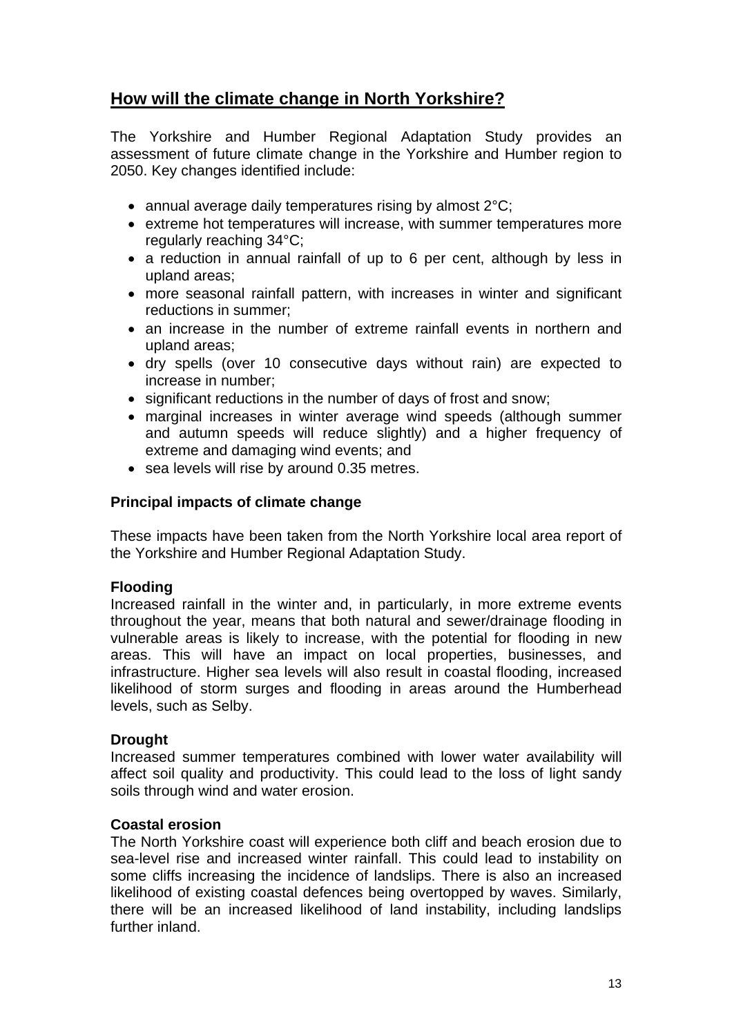## How will the climate change in North Yorkshire?

The Yorkshire and Humber Regional Adaptation Study provides an assessment of future climate change in the Yorkshire and Humber region to 2050. Key changes identified include:

- annual average daily temperatures rising by almost 2°C;
- extreme hot temperatures will increase, with summer temperatures more regularly reaching 34°C;
- a reduction in annual rainfall of up to 6 per cent, although by less in upland areas;
- more seasonal rainfall pattern, with increases in winter and significant reductions in summer;
- an increase in the number of extreme rainfall events in northern and upland areas;
- dry spells (over 10 consecutive days without rain) are expected to increase in number;
- significant reductions in the number of days of frost and snow;
- marginal increases in winter average wind speeds (although summer and autumn speeds will reduce slightly) and a higher frequency of extreme and damaging wind events; and
- sea levels will rise by around 0.35 metres.

### Principal impacts of climate change

These impacts have been taken from the North Yorkshire local area report of the Yorkshire and Humber Regional Adaptation Study.

**Flooding**
Increased rainfall in the winter and, in particularly, in more extreme events throughout the year, means that both natural and sewer/drainage flooding in vulnerable areas is likely to increase, with the potential for flooding in new areas. This will have an impact on local properties, businesses, and infrastructure. Higher sea levels will also result in coastal flooding, increased likelihood of storm surges and flooding in areas around the Humberhead levels, such as Selby.

**Drought**
Increased summer temperatures combined with lower water availability will affect soil quality and productivity. This could lead to the loss of light sandy soils through wind and water erosion.

**Coastal erosion**
The North Yorkshire coast will experience both cliff and beach erosion due to sea-level rise and increased winter rainfall. This could lead to instability on some cliffs increasing the incidence of landslips. There is also an increased likelihood of existing coastal defences being overtopped by waves. Similarly, there will be an increased likelihood of land instability, including landslips further inland.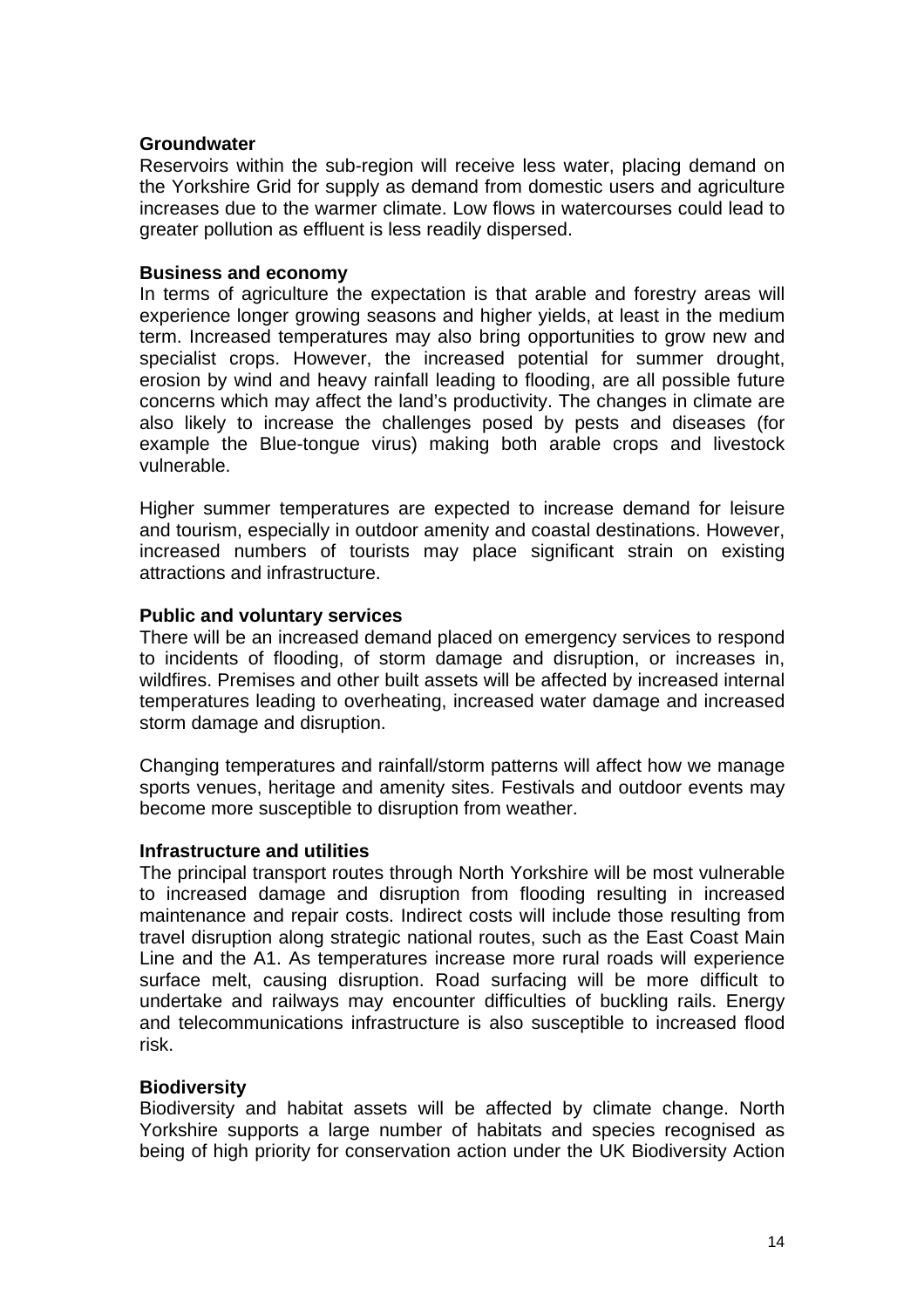**Groundwater**

Reservoirs within the sub-region will receive less water, placing demand on the Yorkshire Grid for supply as demand from domestic users and agriculture increases due to the warmer climate. Low flows in watercourses could lead to greater pollution as effluent is less readily dispersed.

**Business and economy**

In terms of agriculture the expectation is that arable and forestry areas will experience longer growing seasons and higher yields, at least in the medium term. Increased temperatures may also bring opportunities to grow new and specialist crops. However, the increased potential for summer drought, erosion by wind and heavy rainfall leading to flooding, are all possible future concerns which may affect the land's productivity. The changes in climate are also likely to increase the challenges posed by pests and diseases (for example the Blue-tongue virus) making both arable crops and livestock vulnerable.

Higher summer temperatures are expected to increase demand for leisure and tourism, especially in outdoor amenity and coastal destinations. However, increased numbers of tourists may place significant strain on existing attractions and infrastructure.

**Public and voluntary services**

There will be an increased demand placed on emergency services to respond to incidents of flooding, of storm damage and disruption, or increases in, wildfires. Premises and other built assets will be affected by increased internal temperatures leading to overheating, increased water damage and increased storm damage and disruption.

Changing temperatures and rainfall/storm patterns will affect how we manage sports venues, heritage and amenity sites. Festivals and outdoor events may become more susceptible to disruption from weather.

**Infrastructure and utilities**

The principal transport routes through North Yorkshire will be most vulnerable to increased damage and disruption from flooding resulting in increased maintenance and repair costs. Indirect costs will include those resulting from travel disruption along strategic national routes, such as the East Coast Main Line and the A1. As temperatures increase more rural roads will experience surface melt, causing disruption. Road surfacing will be more difficult to undertake and railways may encounter difficulties of buckling rails. Energy and telecommunications infrastructure is also susceptible to increased flood risk.

**Biodiversity**

Biodiversity and habitat assets will be affected by climate change. North Yorkshire supports a large number of habitats and species recognised as being of high priority for conservation action under the UK Biodiversity Action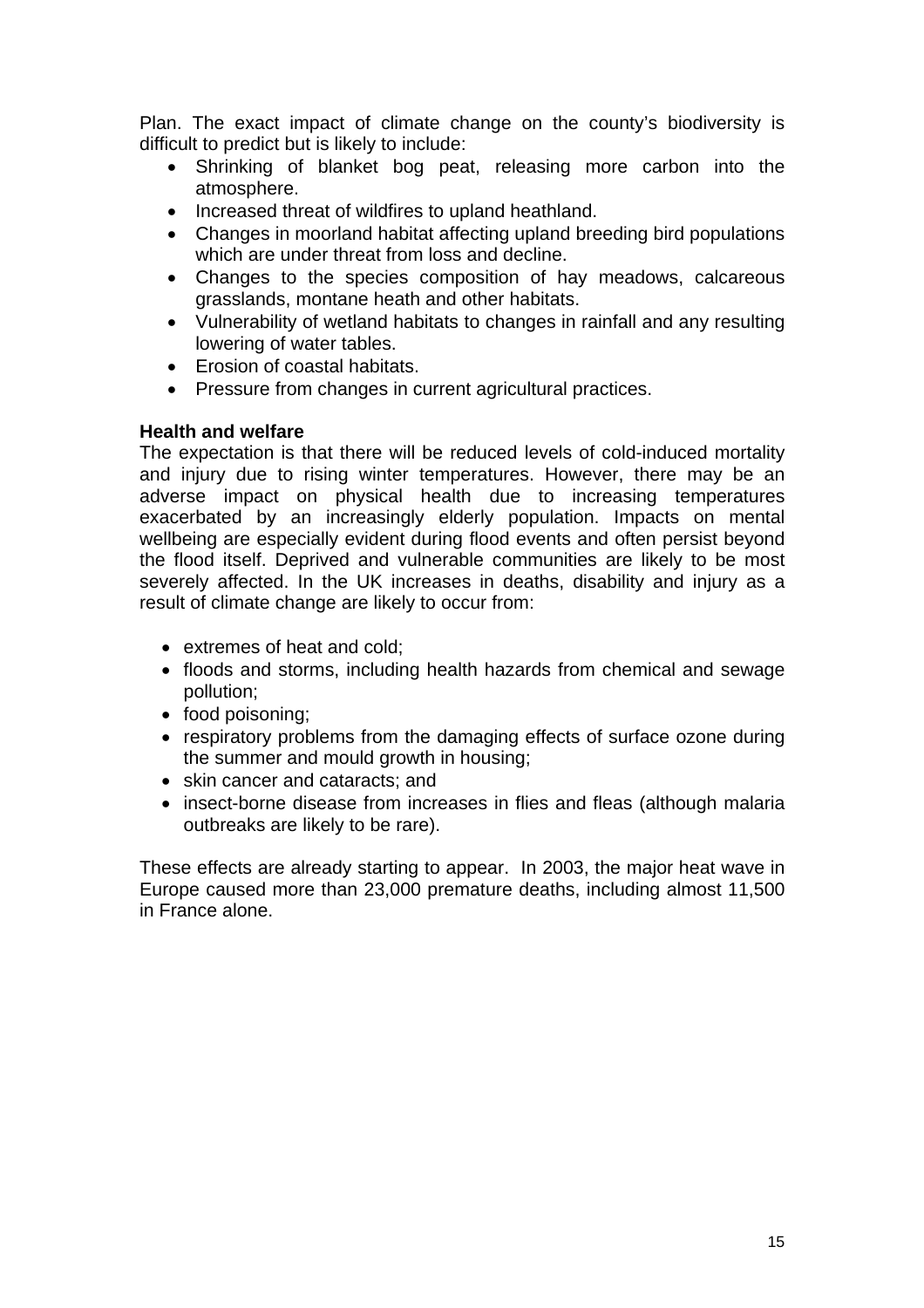Plan. The exact impact of climate change on the county's biodiversity is difficult to predict but is likely to include:

- Shrinking of blanket bog peat, releasing more carbon into the atmosphere.
- Increased threat of wildfires to upland heathland.
- Changes in moorland habitat affecting upland breeding bird populations which are under threat from loss and decline.
- Changes to the species composition of hay meadows, calcareous grasslands, montane heath and other habitats.
- Vulnerability of wetland habitats to changes in rainfall and any resulting lowering of water tables.
- Erosion of coastal habitats.
- Pressure from changes in current agricultural practices.

**Health and welfare**

The expectation is that there will be reduced levels of cold-induced mortality and injury due to rising winter temperatures. However, there may be an adverse impact on physical health due to increasing temperatures exacerbated by an increasingly elderly population. Impacts on mental wellbeing are especially evident during flood events and often persist beyond the flood itself. Deprived and vulnerable communities are likely to be most severely affected. In the UK increases in deaths, disability and injury as a result of climate change are likely to occur from:

- extremes of heat and cold;
- floods and storms, including health hazards from chemical and sewage pollution;
- food poisoning;
- respiratory problems from the damaging effects of surface ozone during the summer and mould growth in housing;
- skin cancer and cataracts; and
- insect-borne disease from increases in flies and fleas (although malaria outbreaks are likely to be rare).

These effects are already starting to appear. In 2003, the major heat wave in Europe caused more than 23,000 premature deaths, including almost 11,500 in France alone.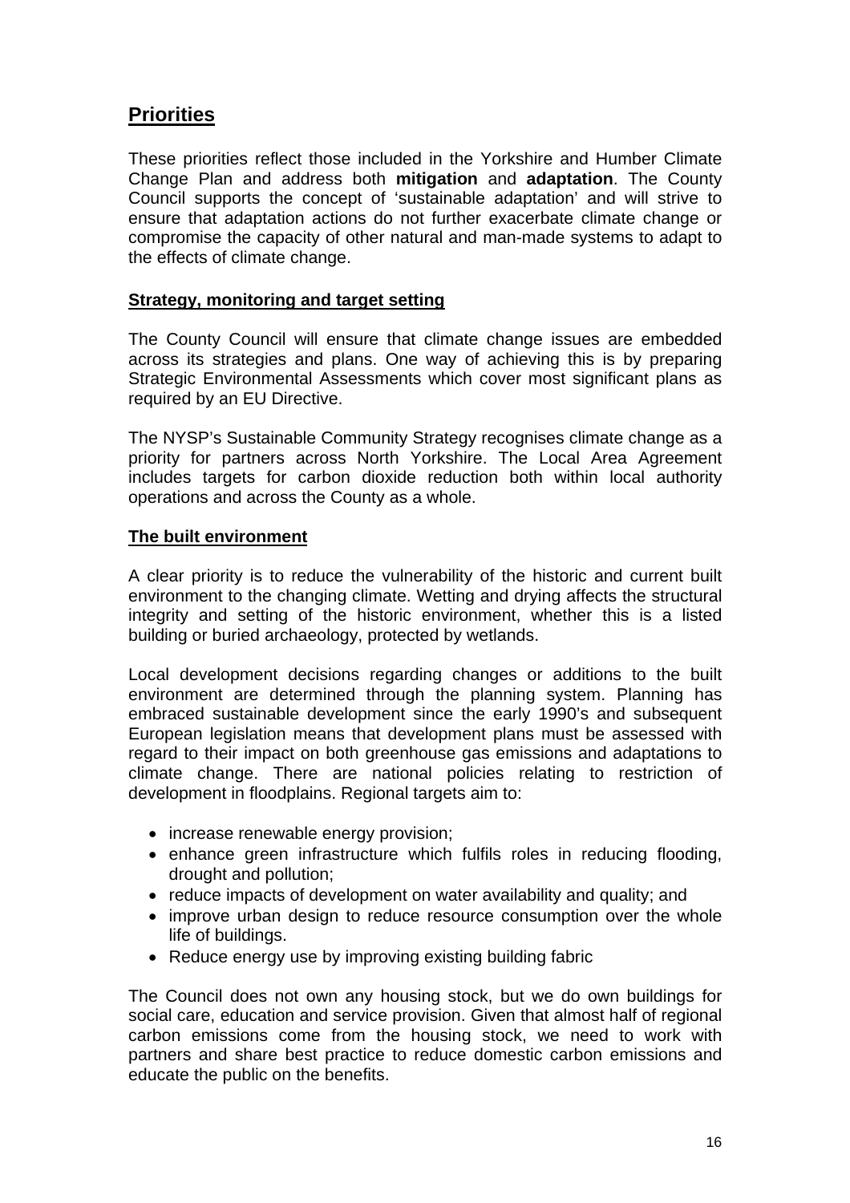## Priorities

These priorities reflect those included in the Yorkshire and Humber Climate Change Plan and address both **mitigation** and **adaptation**. The County Council supports the concept of 'sustainable adaptation' and will strive to ensure that adaptation actions do not further exacerbate climate change or compromise the capacity of other natural and man-made systems to adapt to the effects of climate change.

### Strategy, monitoring and target setting

The County Council will ensure that climate change issues are embedded across its strategies and plans. One way of achieving this is by preparing Strategic Environmental Assessments which cover most significant plans as required by an EU Directive.

The NYSP's Sustainable Community Strategy recognises climate change as a priority for partners across North Yorkshire. The Local Area Agreement includes targets for carbon dioxide reduction both within local authority operations and across the County as a whole.

### The built environment

A clear priority is to reduce the vulnerability of the historic and current built environment to the changing climate. Wetting and drying affects the structural integrity and setting of the historic environment, whether this is a listed building or buried archaeology, protected by wetlands.

Local development decisions regarding changes or additions to the built environment are determined through the planning system. Planning has embraced sustainable development since the early 1990's and subsequent European legislation means that development plans must be assessed with regard to their impact on both greenhouse gas emissions and adaptations to climate change. There are national policies relating to restriction of development in floodplains. Regional targets aim to:

- increase renewable energy provision;
- enhance green infrastructure which fulfils roles in reducing flooding, drought and pollution;
- reduce impacts of development on water availability and quality; and
- improve urban design to reduce resource consumption over the whole life of buildings.
- Reduce energy use by improving existing building fabric

The Council does not own any housing stock, but we do own buildings for social care, education and service provision. Given that almost half of regional carbon emissions come from the housing stock, we need to work with partners and share best practice to reduce domestic carbon emissions and educate the public on the benefits.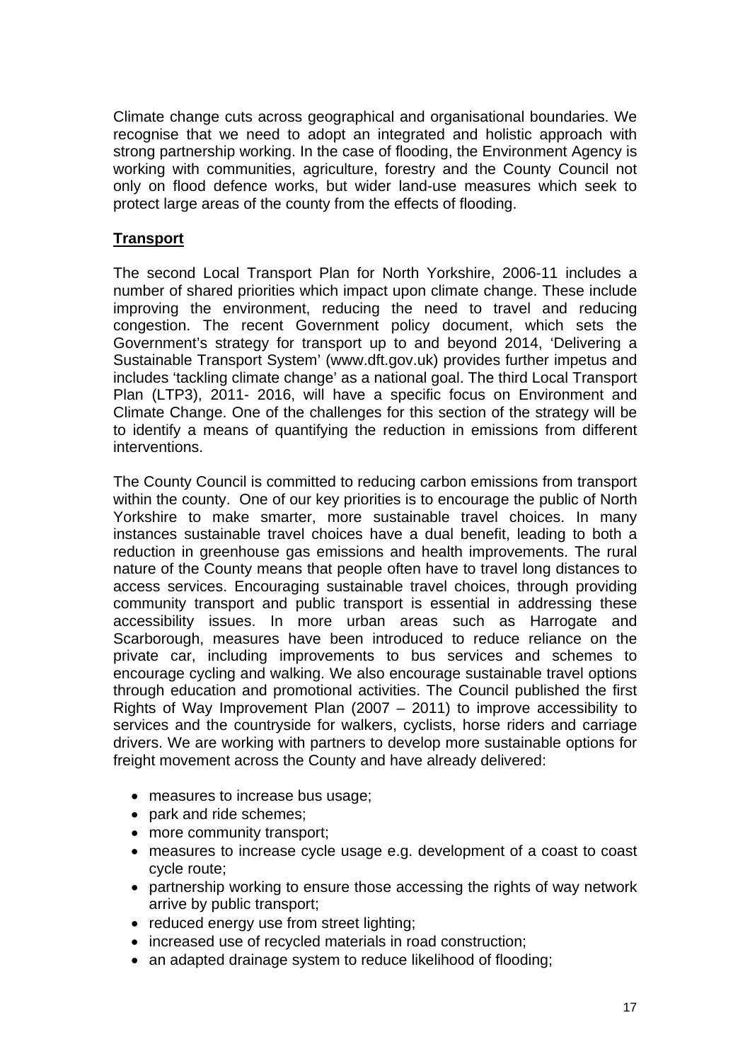Climate change cuts across geographical and organisational boundaries. We recognise that we need to adopt an integrated and holistic approach with strong partnership working. In the case of flooding, the Environment Agency is working with communities, agriculture, forestry and the County Council not only on flood defence works, but wider land-use measures which seek to protect large areas of the county from the effects of flooding.

## Transport

The second Local Transport Plan for North Yorkshire, 2006-11 includes a number of shared priorities which impact upon climate change. These include improving the environment, reducing the need to travel and reducing congestion. The recent Government policy document, which sets the Government's strategy for transport up to and beyond 2014, 'Delivering a Sustainable Transport System' (www.dft.gov.uk) provides further impetus and includes 'tackling climate change' as a national goal. The third Local Transport Plan (LTP3), 2011- 2016, will have a specific focus on Environment and Climate Change. One of the challenges for this section of the strategy will be to identify a means of quantifying the reduction in emissions from different interventions.

The County Council is committed to reducing carbon emissions from transport within the county. One of our key priorities is to encourage the public of North Yorkshire to make smarter, more sustainable travel choices. In many instances sustainable travel choices have a dual benefit, leading to both a reduction in greenhouse gas emissions and health improvements. The rural nature of the County means that people often have to travel long distances to access services. Encouraging sustainable travel choices, through providing community transport and public transport is essential in addressing these accessibility issues. In more urban areas such as Harrogate and Scarborough, measures have been introduced to reduce reliance on the private car, including improvements to bus services and schemes to encourage cycling and walking. We also encourage sustainable travel options through education and promotional activities. The Council published the first Rights of Way Improvement Plan (2007 – 2011) to improve accessibility to services and the countryside for walkers, cyclists, horse riders and carriage drivers. We are working with partners to develop more sustainable options for freight movement across the County and have already delivered:

- measures to increase bus usage;
- park and ride schemes;
- more community transport;
- measures to increase cycle usage e.g. development of a coast to coast cycle route;
- partnership working to ensure those accessing the rights of way network arrive by public transport;
- reduced energy use from street lighting;
- increased use of recycled materials in road construction;
- an adapted drainage system to reduce likelihood of flooding;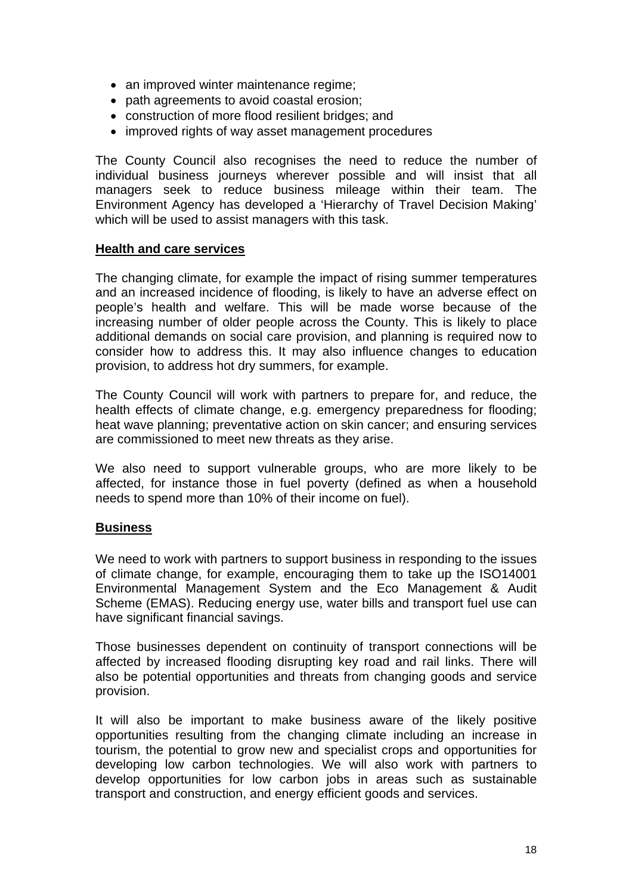- an improved winter maintenance regime;
- path agreements to avoid coastal erosion;
- construction of more flood resilient bridges; and
- improved rights of way asset management procedures

The County Council also recognises the need to reduce the number of individual business journeys wherever possible and will insist that all managers seek to reduce business mileage within their team. The Environment Agency has developed a 'Hierarchy of Travel Decision Making' which will be used to assist managers with this task.

**Health and care services**

The changing climate, for example the impact of rising summer temperatures and an increased incidence of flooding, is likely to have an adverse effect on people's health and welfare. This will be made worse because of the increasing number of older people across the County. This is likely to place additional demands on social care provision, and planning is required now to consider how to address this. It may also influence changes to education provision, to address hot dry summers, for example.

The County Council will work with partners to prepare for, and reduce, the health effects of climate change, e.g. emergency preparedness for flooding; heat wave planning; preventative action on skin cancer; and ensuring services are commissioned to meet new threats as they arise.

We also need to support vulnerable groups, who are more likely to be affected, for instance those in fuel poverty (defined as when a household needs to spend more than 10% of their income on fuel).

**Business**

We need to work with partners to support business in responding to the issues of climate change, for example, encouraging them to take up the ISO14001 Environmental Management System and the Eco Management & Audit Scheme (EMAS). Reducing energy use, water bills and transport fuel use can have significant financial savings.

Those businesses dependent on continuity of transport connections will be affected by increased flooding disrupting key road and rail links. There will also be potential opportunities and threats from changing goods and service provision.

It will also be important to make business aware of the likely positive opportunities resulting from the changing climate including an increase in tourism, the potential to grow new and specialist crops and opportunities for developing low carbon technologies. We will also work with partners to develop opportunities for low carbon jobs in areas such as sustainable transport and construction, and energy efficient goods and services.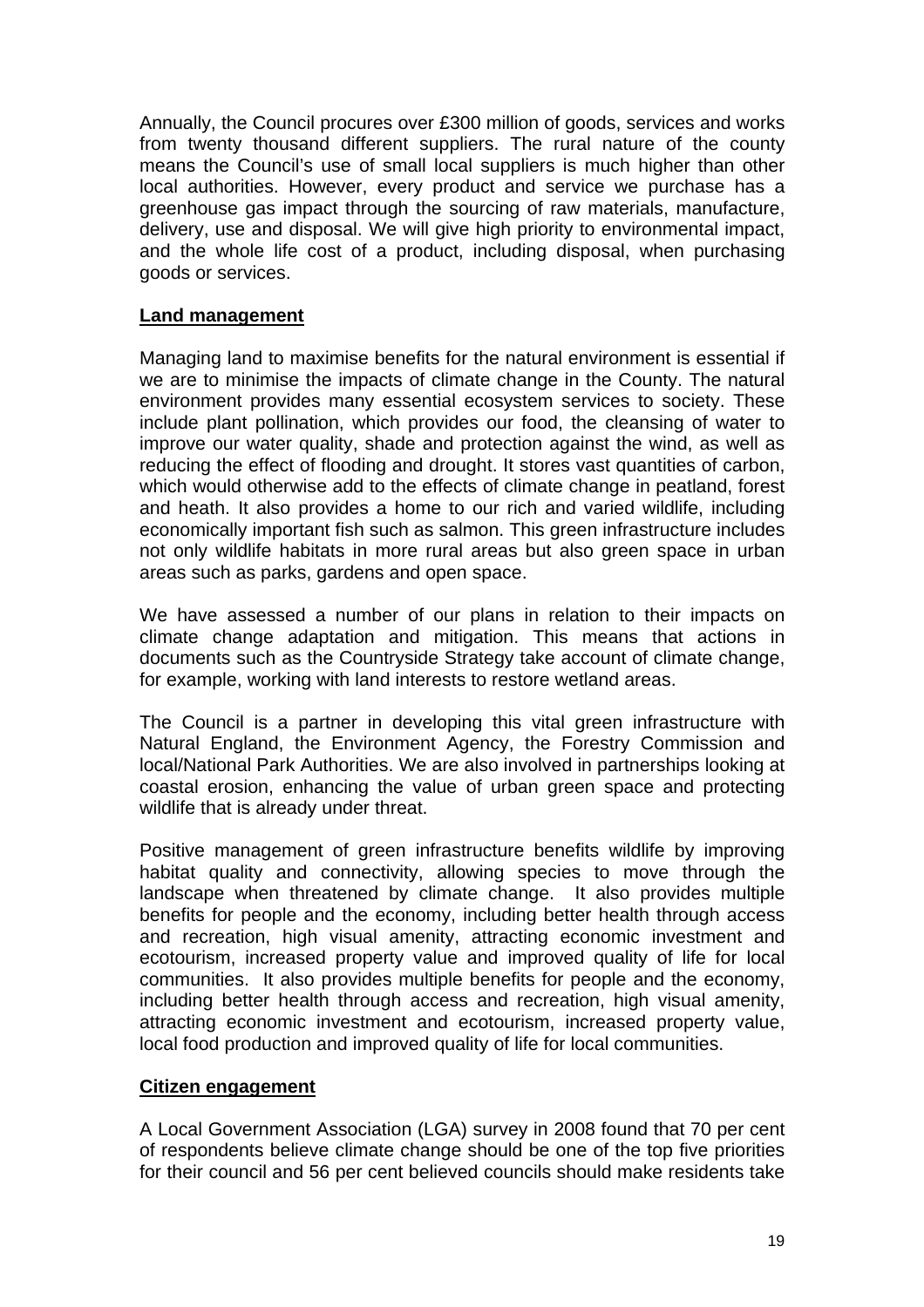Annually, the Council procures over £300 million of goods, services and works from twenty thousand different suppliers. The rural nature of the county means the Council's use of small local suppliers is much higher than other local authorities. However, every product and service we purchase has a greenhouse gas impact through the sourcing of raw materials, manufacture, delivery, use and disposal. We will give high priority to environmental impact, and the whole life cost of a product, including disposal, when purchasing goods or services.

**Land management**

Managing land to maximise benefits for the natural environment is essential if we are to minimise the impacts of climate change in the County. The natural environment provides many essential ecosystem services to society. These include plant pollination, which provides our food, the cleansing of water to improve our water quality, shade and protection against the wind, as well as reducing the effect of flooding and drought. It stores vast quantities of carbon, which would otherwise add to the effects of climate change in peatland, forest and heath. It also provides a home to our rich and varied wildlife, including economically important fish such as salmon. This green infrastructure includes not only wildlife habitats in more rural areas but also green space in urban areas such as parks, gardens and open space.

We have assessed a number of our plans in relation to their impacts on climate change adaptation and mitigation. This means that actions in documents such as the Countryside Strategy take account of climate change, for example, working with land interests to restore wetland areas.

The Council is a partner in developing this vital green infrastructure with Natural England, the Environment Agency, the Forestry Commission and local/National Park Authorities. We are also involved in partnerships looking at coastal erosion, enhancing the value of urban green space and protecting wildlife that is already under threat.

Positive management of green infrastructure benefits wildlife by improving habitat quality and connectivity, allowing species to move through the landscape when threatened by climate change. It also provides multiple benefits for people and the economy, including better health through access and recreation, high visual amenity, attracting economic investment and ecotourism, increased property value and improved quality of life for local communities. It also provides multiple benefits for people and the economy, including better health through access and recreation, high visual amenity, attracting economic investment and ecotourism, increased property value, local food production and improved quality of life for local communities.

**Citizen engagement**

A Local Government Association (LGA) survey in 2008 found that 70 per cent of respondents believe climate change should be one of the top five priorities for their council and 56 per cent believed councils should make residents take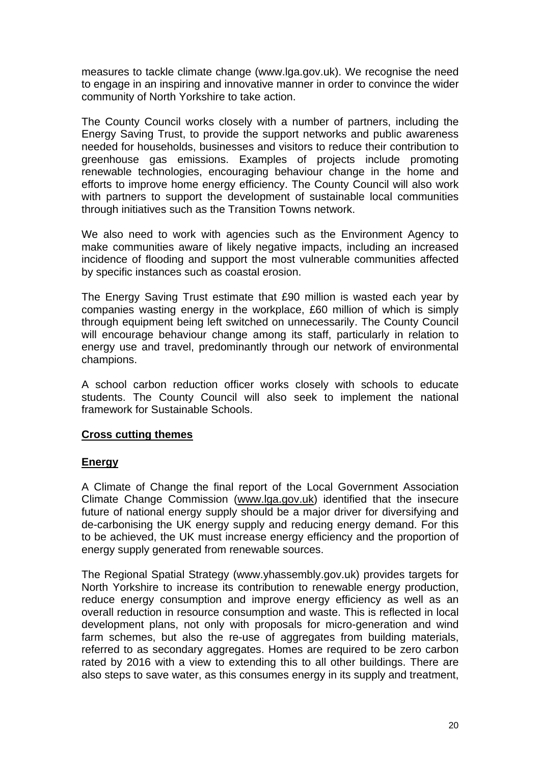measures to tackle climate change (www.lga.gov.uk). We recognise the need to engage in an inspiring and innovative manner in order to convince the wider community of North Yorkshire to take action.

The County Council works closely with a number of partners, including the Energy Saving Trust, to provide the support networks and public awareness needed for households, businesses and visitors to reduce their contribution to greenhouse gas emissions. Examples of projects include promoting renewable technologies, encouraging behaviour change in the home and efforts to improve home energy efficiency. The County Council will also work with partners to support the development of sustainable local communities through initiatives such as the Transition Towns network.

We also need to work with agencies such as the Environment Agency to make communities aware of likely negative impacts, including an increased incidence of flooding and support the most vulnerable communities affected by specific instances such as coastal erosion.

The Energy Saving Trust estimate that £90 million is wasted each year by companies wasting energy in the workplace, £60 million of which is simply through equipment being left switched on unnecessarily. The County Council will encourage behaviour change among its staff, particularly in relation to energy use and travel, predominantly through our network of environmental champions.

A school carbon reduction officer works closely with schools to educate students. The County Council will also seek to implement the national framework for Sustainable Schools.

## Cross cutting themes

### Energy

A Climate of Change the final report of the Local Government Association Climate Change Commission (www.lga.gov.uk) identified that the insecure future of national energy supply should be a major driver for diversifying and de-carbonising the UK energy supply and reducing energy demand. For this to be achieved, the UK must increase energy efficiency and the proportion of energy supply generated from renewable sources.

The Regional Spatial Strategy (www.yhassembly.gov.uk) provides targets for North Yorkshire to increase its contribution to renewable energy production, reduce energy consumption and improve energy efficiency as well as an overall reduction in resource consumption and waste. This is reflected in local development plans, not only with proposals for micro-generation and wind farm schemes, but also the re-use of aggregates from building materials, referred to as secondary aggregates. Homes are required to be zero carbon rated by 2016 with a view to extending this to all other buildings. There are also steps to save water, as this consumes energy in its supply and treatment,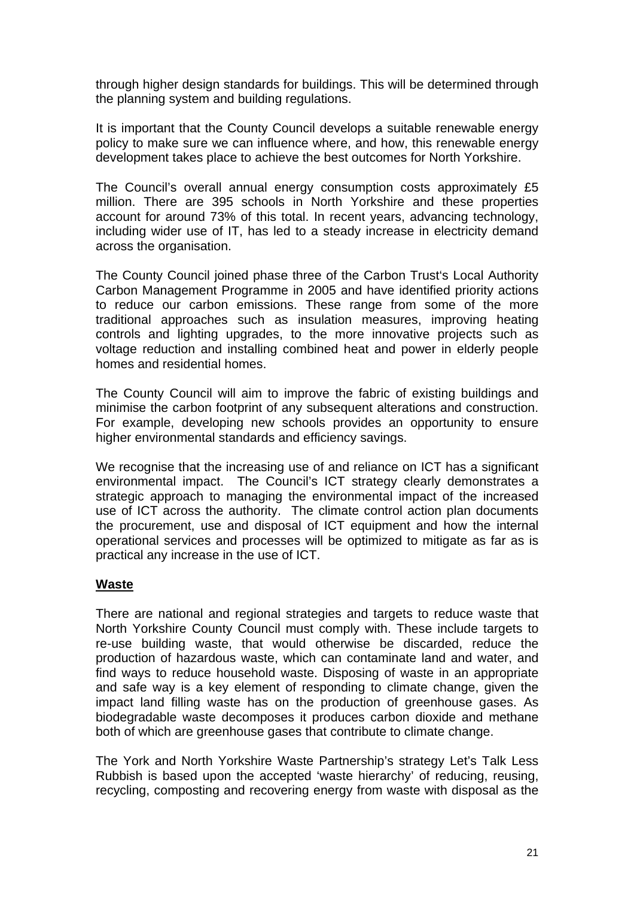through higher design standards for buildings. This will be determined through the planning system and building regulations.

It is important that the County Council develops a suitable renewable energy policy to make sure we can influence where, and how, this renewable energy development takes place to achieve the best outcomes for North Yorkshire.

The Council's overall annual energy consumption costs approximately £5 million. There are 395 schools in North Yorkshire and these properties account for around 73% of this total. In recent years, advancing technology, including wider use of IT, has led to a steady increase in electricity demand across the organisation.

The County Council joined phase three of the Carbon Trust's Local Authority Carbon Management Programme in 2005 and have identified priority actions to reduce our carbon emissions. These range from some of the more traditional approaches such as insulation measures, improving heating controls and lighting upgrades, to the more innovative projects such as voltage reduction and installing combined heat and power in elderly people homes and residential homes.

The County Council will aim to improve the fabric of existing buildings and minimise the carbon footprint of any subsequent alterations and construction. For example, developing new schools provides an opportunity to ensure higher environmental standards and efficiency savings.

We recognise that the increasing use of and reliance on ICT has a significant environmental impact. The Council's ICT strategy clearly demonstrates a strategic approach to managing the environmental impact of the increased use of ICT across the authority. The climate control action plan documents the procurement, use and disposal of ICT equipment and how the internal operational services and processes will be optimized to mitigate as far as is practical any increase in the use of ICT.

**Waste**

There are national and regional strategies and targets to reduce waste that North Yorkshire County Council must comply with. These include targets to re-use building waste, that would otherwise be discarded, reduce the production of hazardous waste, which can contaminate land and water, and find ways to reduce household waste. Disposing of waste in an appropriate and safe way is a key element of responding to climate change, given the impact land filling waste has on the production of greenhouse gases. As biodegradable waste decomposes it produces carbon dioxide and methane both of which are greenhouse gases that contribute to climate change.

The York and North Yorkshire Waste Partnership's strategy Let's Talk Less Rubbish is based upon the accepted 'waste hierarchy' of reducing, reusing, recycling, composting and recovering energy from waste with disposal as the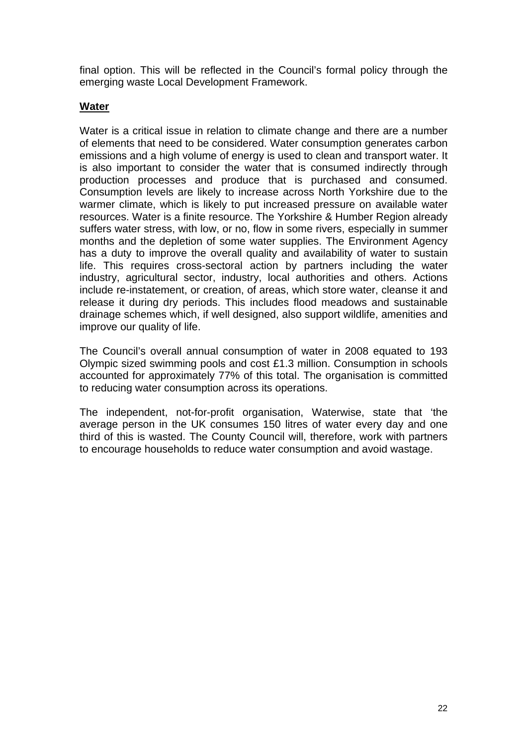final option. This will be reflected in the Council's formal policy through the emerging waste Local Development Framework.

**Water**

Water is a critical issue in relation to climate change and there are a number of elements that need to be considered. Water consumption generates carbon emissions and a high volume of energy is used to clean and transport water. It is also important to consider the water that is consumed indirectly through production processes and produce that is purchased and consumed. Consumption levels are likely to increase across North Yorkshire due to the warmer climate, which is likely to put increased pressure on available water resources. Water is a finite resource. The Yorkshire & Humber Region already suffers water stress, with low, or no, flow in some rivers, especially in summer months and the depletion of some water supplies. The Environment Agency has a duty to improve the overall quality and availability of water to sustain life. This requires cross-sectoral action by partners including the water industry, agricultural sector, industry, local authorities and others. Actions include re-instatement, or creation, of areas, which store water, cleanse it and release it during dry periods. This includes flood meadows and sustainable drainage schemes which, if well designed, also support wildlife, amenities and improve our quality of life.

The Council's overall annual consumption of water in 2008 equated to 193 Olympic sized swimming pools and cost £1.3 million. Consumption in schools accounted for approximately 77% of this total. The organisation is committed to reducing water consumption across its operations.

The independent, not-for-profit organisation, Waterwise, state that 'the average person in the UK consumes 150 litres of water every day and one third of this is wasted. The County Council will, therefore, work with partners to encourage households to reduce water consumption and avoid wastage.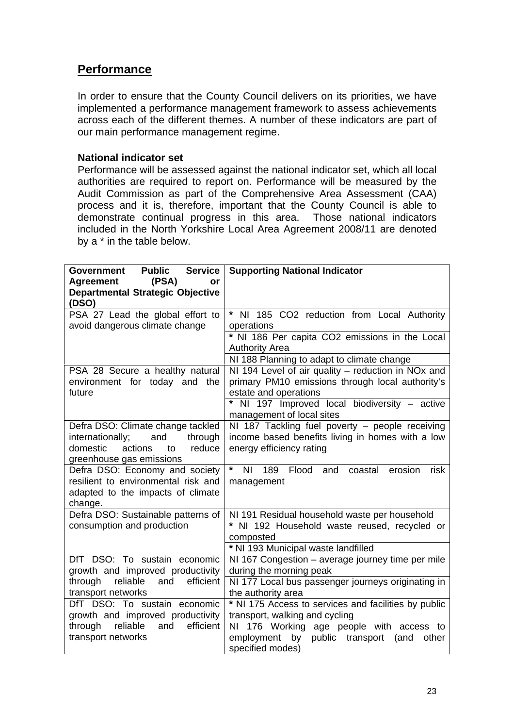## Performance

In order to ensure that the County Council delivers on its priorities, we have implemented a performance management framework to assess achievements across each of the different themes. A number of these indicators are part of our main performance management regime.

**National indicator set**

Performance will be assessed against the national indicator set, which all local authorities are required to report on. Performance will be measured by the Audit Commission as part of the Comprehensive Area Assessment (CAA) process and it is, therefore, important that the County Council is able to demonstrate continual progress in this area. Those national indicators included in the North Yorkshire Local Area Agreement 2008/11 are denoted by a * in the table below.

| Government Public Service Agreement (PSA) or Departmental Strategic Objective (DSO) | Supporting National Indicator |
|---|---|
| PSA 27 Lead the global effort to avoid dangerous climate change | * NI 185 CO2 reduction from Local Authority operations |
| | * NI 186 Per capita CO2 emissions in the Local Authority Area |
| | NI 188 Planning to adapt to climate change |
| PSA 28 Secure a healthy natural environment for today and the future | NI 194 Level of air quality – reduction in NOx and primary PM10 emissions through local authority's estate and operations |
| | * NI 197 Improved local biodiversity – active management of local sites |
| Defra DSO: Climate change tackled internationally; and through domestic actions to reduce greenhouse gas emissions | NI 187 Tackling fuel poverty – people receiving income based benefits living in homes with a low energy efficiency rating |
| Defra DSO: Economy and society resilient to environmental risk and adapted to the impacts of climate change. | * NI 189 Flood and coastal erosion risk management |
| Defra DSO: Sustainable patterns of consumption and production | NI 191 Residual household waste per household |
| | * NI 192 Household waste reused, recycled or composted |
| | * NI 193 Municipal waste landfilled |
| DfT DSO: To sustain economic growth and improved productivity through reliable and efficient transport networks | NI 167 Congestion – average journey time per mile during the morning peak |
| | NI 177 Local bus passenger journeys originating in the authority area |
| DfT DSO: To sustain economic growth and improved productivity through reliable and efficient transport networks | * NI 175 Access to services and facilities by public transport, walking and cycling |
| | NI 176 Working age people with access to employment by public transport (and other specified modes) |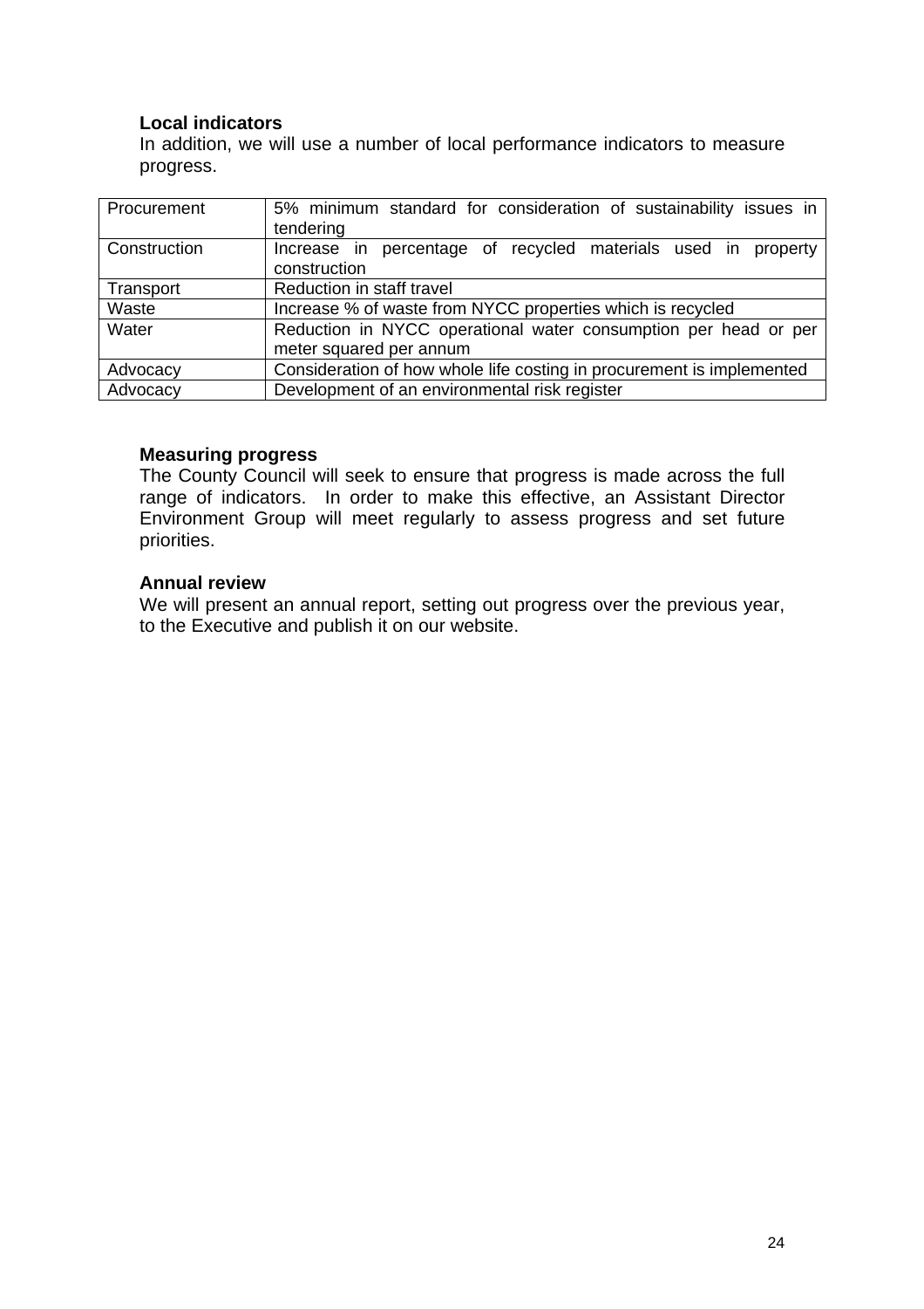### Local indicators

In addition, we will use a number of local performance indicators to measure progress.

| | |
|---|---|
| Procurement | 5% minimum standard for consideration of sustainability issues in tendering |
| Construction | Increase in percentage of recycled materials used in property construction |
| Transport | Reduction in staff travel |
| Waste | Increase % of waste from NYCC properties which is recycled |
| Water | Reduction in NYCC operational water consumption per head or per meter squared per annum |
| Advocacy | Consideration of how whole life costing in procurement is implemented |
| Advocacy | Development of an environmental risk register |

### Measuring progress

The County Council will seek to ensure that progress is made across the full range of indicators. In order to make this effective, an Assistant Director Environment Group will meet regularly to assess progress and set future priorities.

### Annual review

We will present an annual report, setting out progress over the previous year, to the Executive and publish it on our website.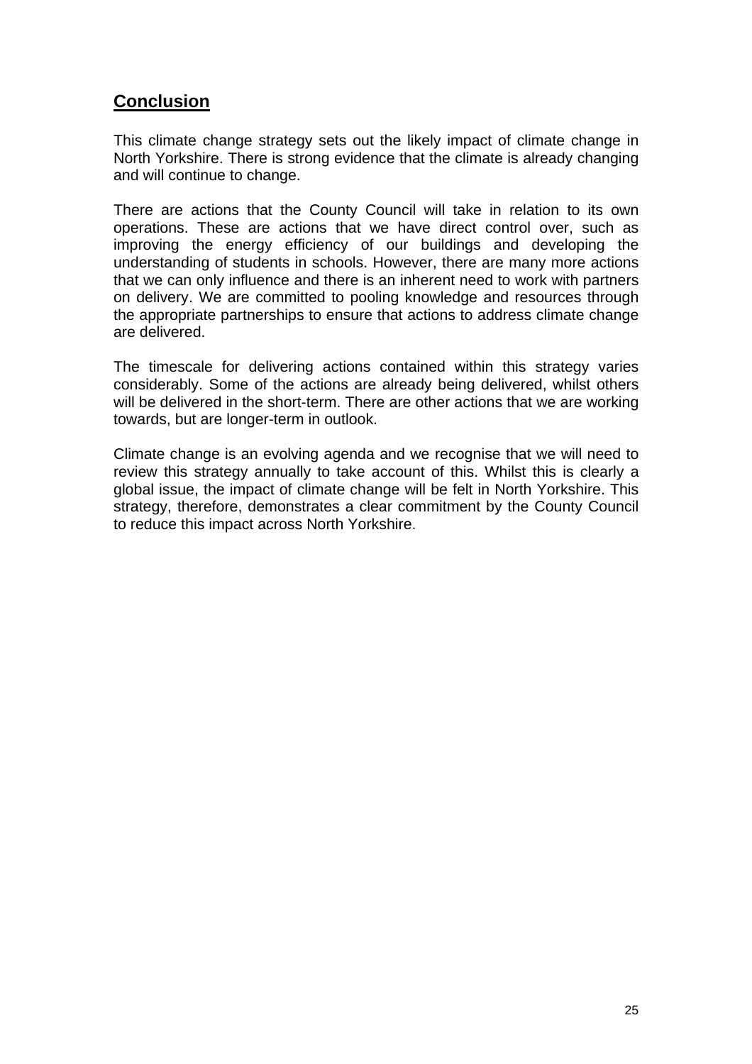## Conclusion

This climate change strategy sets out the likely impact of climate change in North Yorkshire. There is strong evidence that the climate is already changing and will continue to change.

There are actions that the County Council will take in relation to its own operations. These are actions that we have direct control over, such as improving the energy efficiency of our buildings and developing the understanding of students in schools. However, there are many more actions that we can only influence and there is an inherent need to work with partners on delivery. We are committed to pooling knowledge and resources through the appropriate partnerships to ensure that actions to address climate change are delivered.

The timescale for delivering actions contained within this strategy varies considerably. Some of the actions are already being delivered, whilst others will be delivered in the short-term. There are other actions that we are working towards, but are longer-term in outlook.

Climate change is an evolving agenda and we recognise that we will need to review this strategy annually to take account of this. Whilst this is clearly a global issue, the impact of climate change will be felt in North Yorkshire. This strategy, therefore, demonstrates a clear commitment by the County Council to reduce this impact across North Yorkshire.